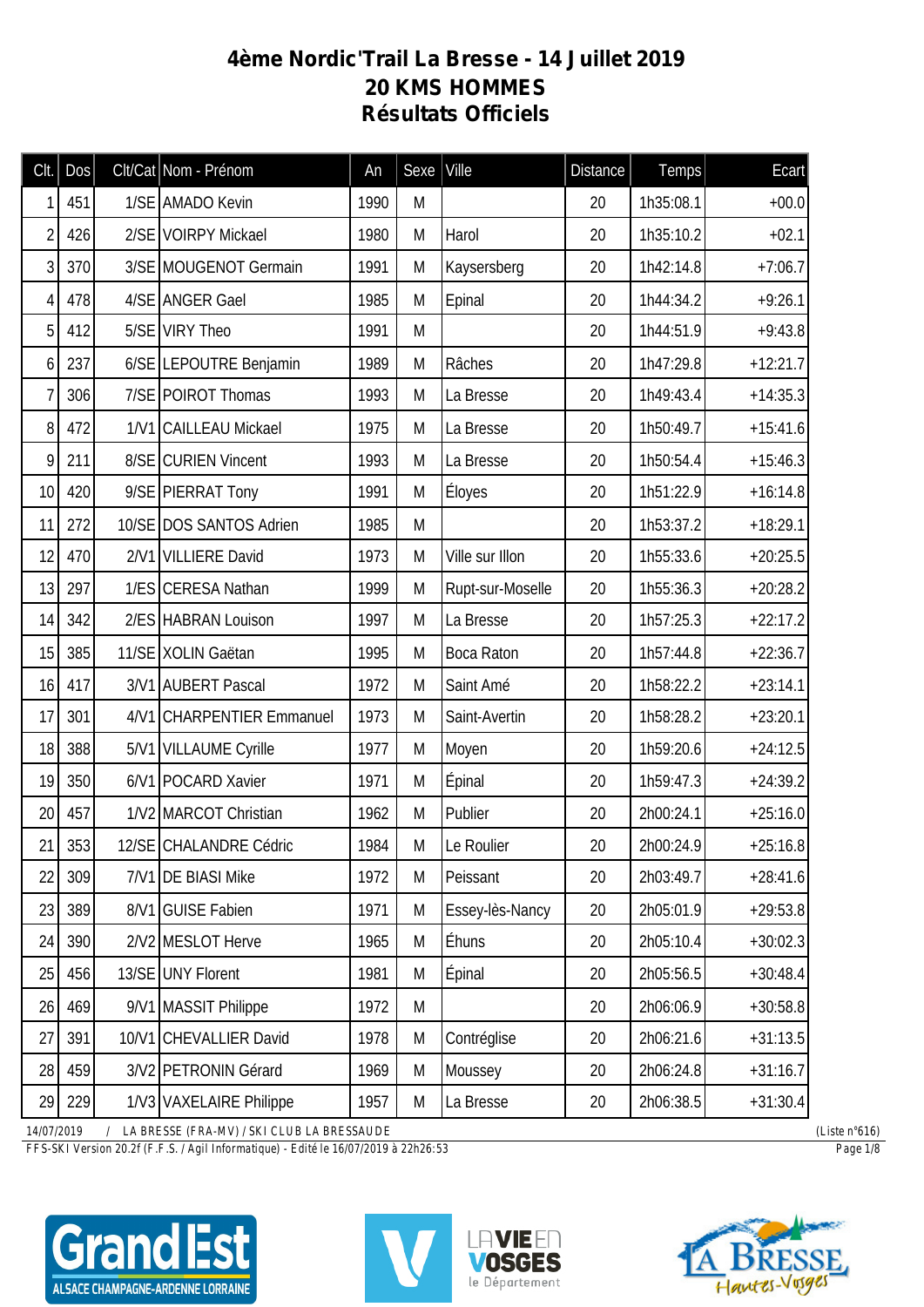# 4ème Nordic'Trail La Bresse - 14 Juillet 2019
# 20 KMS HOMMES
# Résultats Officiels

| Clt. | Dos | Clt/Cat | Nom - Prénom | An | Sexe | Ville | Distance | Temps | Ecart |
|---|---|---|---|---|---|---|---|---|---|
| 1 | 451 | 1/SE | AMADO Kevin | 1990 | M | | 20 | 1h35:08.1 | +00.0 |
| 2 | 426 | 2/SE | VOIRPY Mickael | 1980 | M | Harol | 20 | 1h35:10.2 | +02.1 |
| 3 | 370 | 3/SE | MOUGENOT Germain | 1991 | M | Kaysersberg | 20 | 1h42:14.8 | +7:06.7 |
| 4 | 478 | 4/SE | ANGER Gael | 1985 | M | Epinal | 20 | 1h44:34.2 | +9:26.1 |
| 5 | 412 | 5/SE | VIRY Theo | 1991 | M | | 20 | 1h44:51.9 | +9:43.8 |
| 6 | 237 | 6/SE | LEPOUTRE Benjamin | 1989 | M | Râches | 20 | 1h47:29.8 | +12:21.7 |
| 7 | 306 | 7/SE | POIROT Thomas | 1993 | M | La Bresse | 20 | 1h49:43.4 | +14:35.3 |
| 8 | 472 | 1/V1 | CAILLEAU Mickael | 1975 | M | La Bresse | 20 | 1h50:49.7 | +15:41.6 |
| 9 | 211 | 8/SE | CURIEN Vincent | 1993 | M | La Bresse | 20 | 1h50:54.4 | +15:46.3 |
| 10 | 420 | 9/SE | PIERRAT Tony | 1991 | M | Éloyes | 20 | 1h51:22.9 | +16:14.8 |
| 11 | 272 | 10/SE | DOS SANTOS Adrien | 1985 | M | | 20 | 1h53:37.2 | +18:29.1 |
| 12 | 470 | 2/V1 | VILLIERE David | 1973 | M | Ville sur Illon | 20 | 1h55:33.6 | +20:25.5 |
| 13 | 297 | 1/ES | CERESA Nathan | 1999 | M | Rupt-sur-Moselle | 20 | 1h55:36.3 | +20:28.2 |
| 14 | 342 | 2/ES | HABRAN Louison | 1997 | M | La Bresse | 20 | 1h57:25.3 | +22:17.2 |
| 15 | 385 | 11/SE | XOLIN Gaëtan | 1995 | M | Boca Raton | 20 | 1h57:44.8 | +22:36.7 |
| 16 | 417 | 3/V1 | AUBERT Pascal | 1972 | M | Saint Amé | 20 | 1h58:22.2 | +23:14.1 |
| 17 | 301 | 4/V1 | CHARPENTIER Emmanuel | 1973 | M | Saint-Avertin | 20 | 1h58:28.2 | +23:20.1 |
| 18 | 388 | 5/V1 | VILLAUME Cyrille | 1977 | M | Moyen | 20 | 1h59:20.6 | +24:12.5 |
| 19 | 350 | 6/V1 | POCARD Xavier | 1971 | M | Épinal | 20 | 1h59:47.3 | +24:39.2 |
| 20 | 457 | 1/V2 | MARCOT Christian | 1962 | M | Publier | 20 | 2h00:24.1 | +25:16.0 |
| 21 | 353 | 12/SE | CHALANDRE Cédric | 1984 | M | Le Roulier | 20 | 2h00:24.9 | +25:16.8 |
| 22 | 309 | 7/V1 | DE BIASI Mike | 1972 | M | Peissant | 20 | 2h03:49.7 | +28:41.6 |
| 23 | 389 | 8/V1 | GUISE Fabien | 1971 | M | Essey-lès-Nancy | 20 | 2h05:01.9 | +29:53.8 |
| 24 | 390 | 2/V2 | MESLOT Herve | 1965 | M | Éhuns | 20 | 2h05:10.4 | +30:02.3 |
| 25 | 456 | 13/SE | UNY Florent | 1981 | M | Épinal | 20 | 2h05:56.5 | +30:48.4 |
| 26 | 469 | 9/V1 | MASSIT Philippe | 1972 | M | | 20 | 2h06:06.9 | +30:58.8 |
| 27 | 391 | 10/V1 | CHEVALLIER David | 1978 | M | Contréglise | 20 | 2h06:21.6 | +31:13.5 |
| 28 | 459 | 3/V2 | PETRONIN Gérard | 1969 | M | Moussey | 20 | 2h06:24.8 | +31:16.7 |
| 29 | 229 | 1/V3 | VAXELAIRE Philippe | 1957 | M | La Bresse | 20 | 2h06:38.5 | +31:30.4 |

14/07/2019 / LA BRESSE (FRA-MV) / SKI CLUB LA BRESSAUDE (Liste n°616)

FFS-SKI Version 20.2f (F.F.S. / Agil Informatique) - Edité le 16/07/2019 à 22h26:53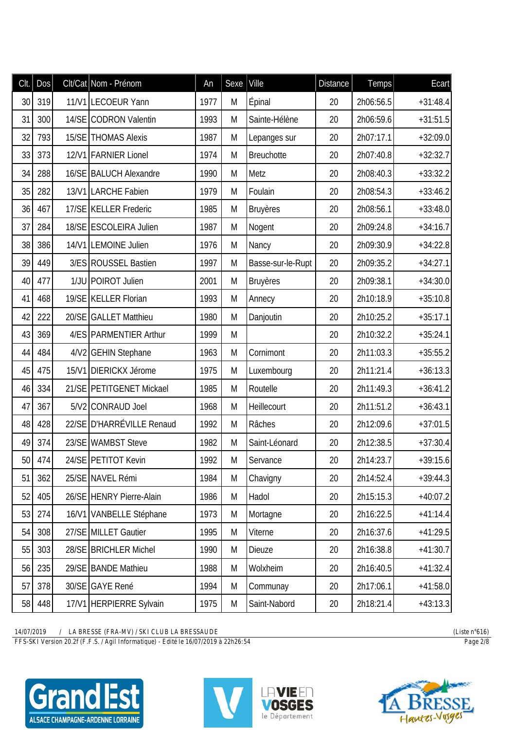| Clt. | Dos | Clt/Cat | Nom - Prénom | An | Sexe | Ville | Distance | Temps | Ecart |
|---|---|---|---|---|---|---|---|---|---|
| 30 | 319 | 11/V1 | LECOEUR Yann | 1977 | M | Épinal | 20 | 2h06:56.5 | +31:48.4 |
| 31 | 300 | 14/SE | CODRON Valentin | 1993 | M | Sainte-Hélène | 20 | 2h06:59.6 | +31:51.5 |
| 32 | 793 | 15/SE | THOMAS Alexis | 1987 | M | Lepanges sur | 20 | 2h07:17.1 | +32:09.0 |
| 33 | 373 | 12/V1 | FARNIER Lionel | 1974 | M | Breuchotte | 20 | 2h07:40.8 | +32:32.7 |
| 34 | 288 | 16/SE | BALUCH Alexandre | 1990 | M | Metz | 20 | 2h08:40.3 | +33:32.2 |
| 35 | 282 | 13/V1 | LARCHE Fabien | 1979 | M | Foulain | 20 | 2h08:54.3 | +33:46.2 |
| 36 | 467 | 17/SE | KELLER Frederic | 1985 | M | Bruyères | 20 | 2h08:56.1 | +33:48.0 |
| 37 | 284 | 18/SE | ESCOLEIRA Julien | 1987 | M | Nogent | 20 | 2h09:24.8 | +34:16.7 |
| 38 | 386 | 14/V1 | LEMOINE Julien | 1976 | M | Nancy | 20 | 2h09:30.9 | +34:22.8 |
| 39 | 449 | 3/ES | ROUSSEL Bastien | 1997 | M | Basse-sur-le-Rupt | 20 | 2h09:35.2 | +34:27.1 |
| 40 | 477 | 1/JU | POIROT Julien | 2001 | M | Bruyères | 20 | 2h09:38.1 | +34:30.0 |
| 41 | 468 | 19/SE | KELLER Florian | 1993 | M | Annecy | 20 | 2h10:18.9 | +35:10.8 |
| 42 | 222 | 20/SE | GALLET Matthieu | 1980 | M | Danjoutin | 20 | 2h10:25.2 | +35:17.1 |
| 43 | 369 | 4/ES | PARMENTIER Arthur | 1999 | M | | 20 | 2h10:32.2 | +35:24.1 |
| 44 | 484 | 4/V2 | GEHIN Stephane | 1963 | M | Cornimont | 20 | 2h11:03.3 | +35:55.2 |
| 45 | 475 | 15/V1 | DIERICKX Jérome | 1975 | M | Luxembourg | 20 | 2h11:21.4 | +36:13.3 |
| 46 | 334 | 21/SE | PETITGENET Mickael | 1985 | M | Routelle | 20 | 2h11:49.3 | +36:41.2 |
| 47 | 367 | 5/V2 | CONRAUD Joel | 1968 | M | Heillecourt | 20 | 2h11:51.2 | +36:43.1 |
| 48 | 428 | 22/SE | D'HARRÉVILLE Renaud | 1992 | M | Râches | 20 | 2h12:09.6 | +37:01.5 |
| 49 | 374 | 23/SE | WAMBST Steve | 1982 | M | Saint-Léonard | 20 | 2h12:38.5 | +37:30.4 |
| 50 | 474 | 24/SE | PETITOT Kevin | 1992 | M | Servance | 20 | 2h14:23.7 | +39:15.6 |
| 51 | 362 | 25/SE | NAVEL Rémi | 1984 | M | Chavigny | 20 | 2h14:52.4 | +39:44.3 |
| 52 | 405 | 26/SE | HENRY Pierre-Alain | 1986 | M | Hadol | 20 | 2h15:15.3 | +40:07.2 |
| 53 | 274 | 16/V1 | VANBELLE Stéphane | 1973 | M | Mortagne | 20 | 2h16:22.5 | +41:14.4 |
| 54 | 308 | 27/SE | MILLET Gautier | 1995 | M | Viterne | 20 | 2h16:37.6 | +41:29.5 |
| 55 | 303 | 28/SE | BRICHLER Michel | 1990 | M | Dieuze | 20 | 2h16:38.8 | +41:30.7 |
| 56 | 235 | 29/SE | BANDE Mathieu | 1988 | M | Wolxheim | 20 | 2h16:40.5 | +41:32.4 |
| 57 | 378 | 30/SE | GAYE René | 1994 | M | Communay | 20 | 2h17:06.1 | +41:58.0 |
| 58 | 448 | 17/V1 | HERPIERRE Sylvain | 1975 | M | Saint-Nabord | 20 | 2h18:21.4 | +43:13.3 |

14/07/2019 / LA BRESSE (FRA-MV) / SKI CLUB LA BRESSAUDE (Liste n°616)
FFS-SKI Version 20.2f (F.F.S. / Agil Informatique) - Edité le 16/07/2019 à 22h26:54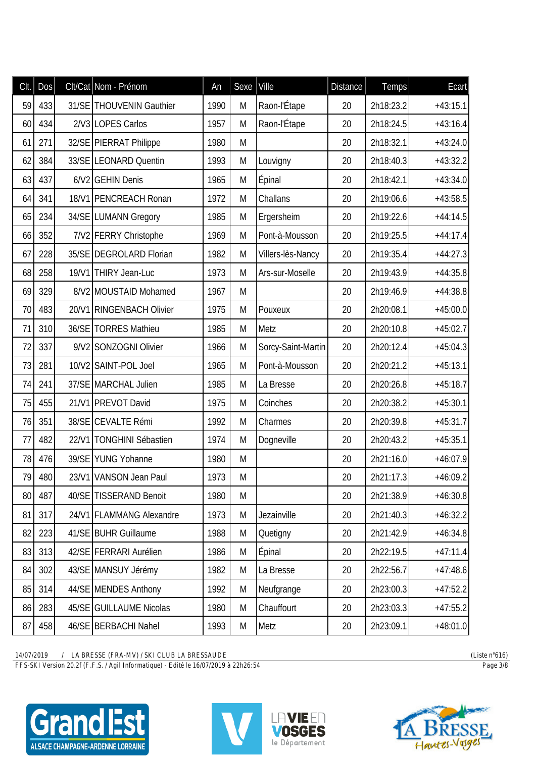| Clt. | Dos | Clt/Cat | Nom - Prénom | An | Sexe | Ville | Distance | Temps | Ecart |
|---|---|---|---|---|---|---|---|---|---|
| 59 | 433 | 31/SE | THOUVENIN Gauthier | 1990 | M | Raon-l'Étape | 20 | 2h18:23.2 | +43:15.1 |
| 60 | 434 | 2/V3 | LOPES Carlos | 1957 | M | Raon-l'Étape | 20 | 2h18:24.5 | +43:16.4 |
| 61 | 271 | 32/SE | PIERRAT Philippe | 1980 | M | | 20 | 2h18:32.1 | +43:24.0 |
| 62 | 384 | 33/SE | LEONARD Quentin | 1993 | M | Louvigny | 20 | 2h18:40.3 | +43:32.2 |
| 63 | 437 | 6/V2 | GEHIN Denis | 1965 | M | Épinal | 20 | 2h18:42.1 | +43:34.0 |
| 64 | 341 | 18/V1 | PENCREACH Ronan | 1972 | M | Challans | 20 | 2h19:06.6 | +43:58.5 |
| 65 | 234 | 34/SE | LUMANN Gregory | 1985 | M | Ergersheim | 20 | 2h19:22.6 | +44:14.5 |
| 66 | 352 | 7/V2 | FERRY Christophe | 1969 | M | Pont-à-Mousson | 20 | 2h19:25.5 | +44:17.4 |
| 67 | 228 | 35/SE | DEGROLARD Florian | 1982 | M | Villers-lès-Nancy | 20 | 2h19:35.4 | +44:27.3 |
| 68 | 258 | 19/V1 | THIRY Jean-Luc | 1973 | M | Ars-sur-Moselle | 20 | 2h19:43.9 | +44:35.8 |
| 69 | 329 | 8/V2 | MOUSTAID Mohamed | 1967 | M | | 20 | 2h19:46.9 | +44:38.8 |
| 70 | 483 | 20/V1 | RINGENBACH Olivier | 1975 | M | Pouxeux | 20 | 2h20:08.1 | +45:00.0 |
| 71 | 310 | 36/SE | TORRES Mathieu | 1985 | M | Metz | 20 | 2h20:10.8 | +45:02.7 |
| 72 | 337 | 9/V2 | SONZOGNI Olivier | 1966 | M | Sorcy-Saint-Martin | 20 | 2h20:12.4 | +45:04.3 |
| 73 | 281 | 10/V2 | SAINT-POL Joel | 1965 | M | Pont-à-Mousson | 20 | 2h20:21.2 | +45:13.1 |
| 74 | 241 | 37/SE | MARCHAL Julien | 1985 | M | La Bresse | 20 | 2h20:26.8 | +45:18.7 |
| 75 | 455 | 21/V1 | PREVOT David | 1975 | M | Coinches | 20 | 2h20:38.2 | +45:30.1 |
| 76 | 351 | 38/SE | CEVALTE Rémi | 1992 | M | Charmes | 20 | 2h20:39.8 | +45:31.7 |
| 77 | 482 | 22/V1 | TONGHINI Sébastien | 1974 | M | Dogneville | 20 | 2h20:43.2 | +45:35.1 |
| 78 | 476 | 39/SE | YUNG Yohanne | 1980 | M | | 20 | 2h21:16.0 | +46:07.9 |
| 79 | 480 | 23/V1 | VANSON Jean Paul | 1973 | M | | 20 | 2h21:17.3 | +46:09.2 |
| 80 | 487 | 40/SE | TISSERAND Benoit | 1980 | M | | 20 | 2h21:38.9 | +46:30.8 |
| 81 | 317 | 24/V1 | FLAMMANG Alexandre | 1973 | M | Jezainville | 20 | 2h21:40.3 | +46:32.2 |
| 82 | 223 | 41/SE | BUHR Guillaume | 1988 | M | Quetigny | 20 | 2h21:42.9 | +46:34.8 |
| 83 | 313 | 42/SE | FERRARI Aurélien | 1986 | M | Épinal | 20 | 2h22:19.5 | +47:11.4 |
| 84 | 302 | 43/SE | MANSUY Jérémy | 1982 | M | La Bresse | 20 | 2h22:56.7 | +47:48.6 |
| 85 | 314 | 44/SE | MENDES Anthony | 1992 | M | Neufgrange | 20 | 2h23:00.3 | +47:52.2 |
| 86 | 283 | 45/SE | GUILLAUME Nicolas | 1980 | M | Chauffourt | 20 | 2h23:03.3 | +47:55.2 |
| 87 | 458 | 46/SE | BERBACHI Nahel | 1993 | M | Metz | 20 | 2h23:09.1 | +48:01.0 |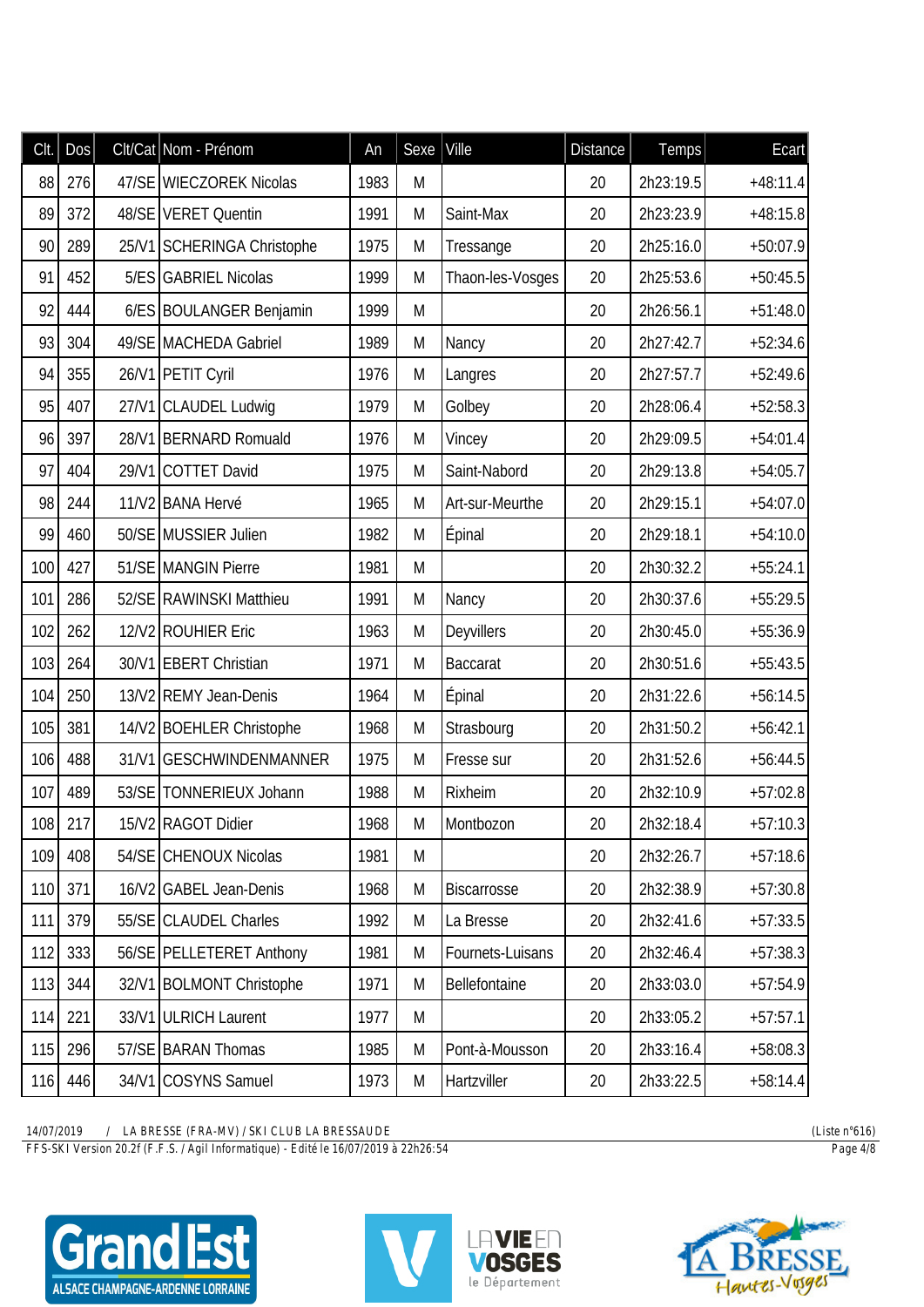| Clt. | Dos | Clt/Cat | Nom - Prénom | An | Sexe | Ville | Distance | Temps | Ecart |
|---|---|---|---|---|---|---|---|---|---|
| 88 | 276 | 47/SE | WIECZOREK Nicolas | 1983 | M | | 20 | 2h23:19.5 | +48:11.4 |
| 89 | 372 | 48/SE | VERET Quentin | 1991 | M | Saint-Max | 20 | 2h23:23.9 | +48:15.8 |
| 90 | 289 | 25/V1 | SCHERINGA Christophe | 1975 | M | Tressange | 20 | 2h25:16.0 | +50:07.9 |
| 91 | 452 | 5/ES | GABRIEL Nicolas | 1999 | M | Thaon-les-Vosges | 20 | 2h25:53.6 | +50:45.5 |
| 92 | 444 | 6/ES | BOULANGER Benjamin | 1999 | M | | 20 | 2h26:56.1 | +51:48.0 |
| 93 | 304 | 49/SE | MACHEDA Gabriel | 1989 | M | Nancy | 20 | 2h27:42.7 | +52:34.6 |
| 94 | 355 | 26/V1 | PETIT Cyril | 1976 | M | Langres | 20 | 2h27:57.7 | +52:49.6 |
| 95 | 407 | 27/V1 | CLAUDEL Ludwig | 1979 | M | Golbey | 20 | 2h28:06.4 | +52:58.3 |
| 96 | 397 | 28/V1 | BERNARD Romuald | 1976 | M | Vincey | 20 | 2h29:09.5 | +54:01.4 |
| 97 | 404 | 29/V1 | COTTET David | 1975 | M | Saint-Nabord | 20 | 2h29:13.8 | +54:05.7 |
| 98 | 244 | 11/V2 | BANA Hervé | 1965 | M | Art-sur-Meurthe | 20 | 2h29:15.1 | +54:07.0 |
| 99 | 460 | 50/SE | MUSSIER Julien | 1982 | M | Épinal | 20 | 2h29:18.1 | +54:10.0 |
| 100 | 427 | 51/SE | MANGIN Pierre | 1981 | M | | 20 | 2h30:32.2 | +55:24.1 |
| 101 | 286 | 52/SE | RAWINSKI Matthieu | 1991 | M | Nancy | 20 | 2h30:37.6 | +55:29.5 |
| 102 | 262 | 12/V2 | ROUHIER Eric | 1963 | M | Deyvillers | 20 | 2h30:45.0 | +55:36.9 |
| 103 | 264 | 30/V1 | EBERT Christian | 1971 | M | Baccarat | 20 | 2h30:51.6 | +55:43.5 |
| 104 | 250 | 13/V2 | REMY Jean-Denis | 1964 | M | Épinal | 20 | 2h31:22.6 | +56:14.5 |
| 105 | 381 | 14/V2 | BOEHLER Christophe | 1968 | M | Strasbourg | 20 | 2h31:50.2 | +56:42.1 |
| 106 | 488 | 31/V1 | GESCHWINDENMANNER | 1975 | M | Fresse sur | 20 | 2h31:52.6 | +56:44.5 |
| 107 | 489 | 53/SE | TONNERIEUX Johann | 1988 | M | Rixheim | 20 | 2h32:10.9 | +57:02.8 |
| 108 | 217 | 15/V2 | RAGOT Didier | 1968 | M | Montbozon | 20 | 2h32:18.4 | +57:10.3 |
| 109 | 408 | 54/SE | CHENOUX Nicolas | 1981 | M | | 20 | 2h32:26.7 | +57:18.6 |
| 110 | 371 | 16/V2 | GABEL Jean-Denis | 1968 | M | Biscarrosse | 20 | 2h32:38.9 | +57:30.8 |
| 111 | 379 | 55/SE | CLAUDEL Charles | 1992 | M | La Bresse | 20 | 2h32:41.6 | +57:33.5 |
| 112 | 333 | 56/SE | PELLETERET Anthony | 1981 | M | Fournets-Luisans | 20 | 2h32:46.4 | +57:38.3 |
| 113 | 344 | 32/V1 | BOLMONT Christophe | 1971 | M | Bellefontaine | 20 | 2h33:03.0 | +57:54.9 |
| 114 | 221 | 33/V1 | ULRICH Laurent | 1977 | M | | 20 | 2h33:05.2 | +57:57.1 |
| 115 | 296 | 57/SE | BARAN Thomas | 1985 | M | Pont-à-Mousson | 20 | 2h33:16.4 | +58:08.3 |
| 116 | 446 | 34/V1 | COSYNS Samuel | 1973 | M | Hartzviller | 20 | 2h33:22.5 | +58:14.4 |

14/07/2019 / LA BRESSE (FRA-MV) / SKI CLUB LA BRESSAUDE (Liste n°616)

FFS-SKI Version 20.2f (F.F.S. / Agil Informatique) - Edité le 16/07/2019 à 22h26:54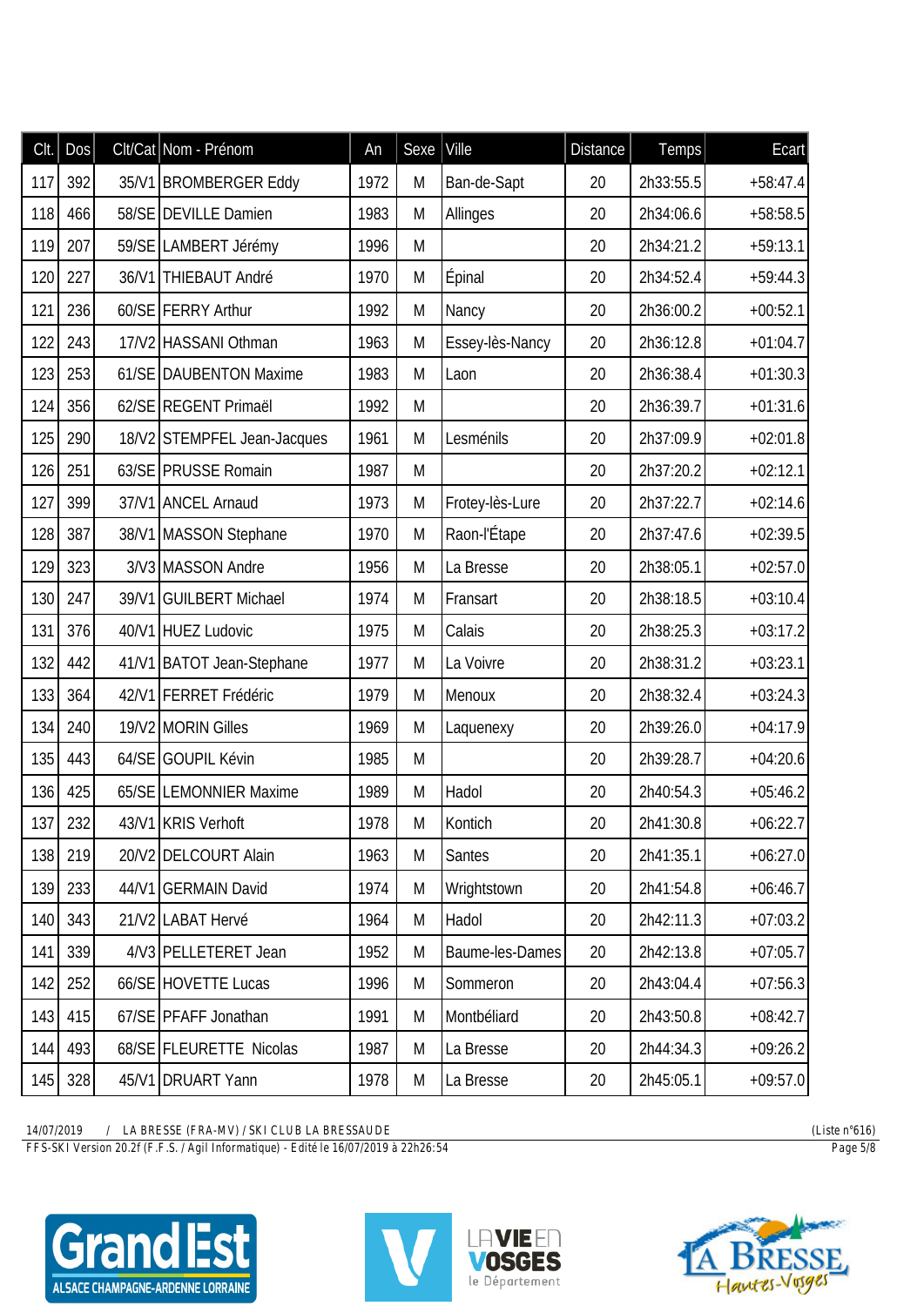| Clt. | Dos | Clt/Cat | Nom - Prénom | An | Sexe | Ville | Distance | Temps | Ecart |
|---|---|---|---|---|---|---|---|---|---|
| 117 | 392 | 35/V1 | BROMBERGER Eddy | 1972 | M | Ban-de-Sapt | 20 | 2h33:55.5 | +58:47.4 |
| 118 | 466 | 58/SE | DEVILLE Damien | 1983 | M | Allinges | 20 | 2h34:06.6 | +58:58.5 |
| 119 | 207 | 59/SE | LAMBERT Jérémy | 1996 | M | | 20 | 2h34:21.2 | +59:13.1 |
| 120 | 227 | 36/V1 | THIEBAUT André | 1970 | M | Épinal | 20 | 2h34:52.4 | +59:44.3 |
| 121 | 236 | 60/SE | FERRY Arthur | 1992 | M | Nancy | 20 | 2h36:00.2 | +00:52.1 |
| 122 | 243 | 17/V2 | HASSANI Othman | 1963 | M | Essey-lès-Nancy | 20 | 2h36:12.8 | +01:04.7 |
| 123 | 253 | 61/SE | DAUBENTON Maxime | 1983 | M | Laon | 20 | 2h36:38.4 | +01:30.3 |
| 124 | 356 | 62/SE | REGENT Primaël | 1992 | M | | 20 | 2h36:39.7 | +01:31.6 |
| 125 | 290 | 18/V2 | STEMPFEL Jean-Jacques | 1961 | M | Lesménils | 20 | 2h37:09.9 | +02:01.8 |
| 126 | 251 | 63/SE | PRUSSE Romain | 1987 | M | | 20 | 2h37:20.2 | +02:12.1 |
| 127 | 399 | 37/V1 | ANCEL Arnaud | 1973 | M | Frotey-lès-Lure | 20 | 2h37:22.7 | +02:14.6 |
| 128 | 387 | 38/V1 | MASSON Stephane | 1970 | M | Raon-l'Étape | 20 | 2h37:47.6 | +02:39.5 |
| 129 | 323 | 3/V3 | MASSON Andre | 1956 | M | La Bresse | 20 | 2h38:05.1 | +02:57.0 |
| 130 | 247 | 39/V1 | GUILBERT Michael | 1974 | M | Fransart | 20 | 2h38:18.5 | +03:10.4 |
| 131 | 376 | 40/V1 | HUEZ Ludovic | 1975 | M | Calais | 20 | 2h38:25.3 | +03:17.2 |
| 132 | 442 | 41/V1 | BATOT Jean-Stephane | 1977 | M | La Voivre | 20 | 2h38:31.2 | +03:23.1 |
| 133 | 364 | 42/V1 | FERRET Frédéric | 1979 | M | Menoux | 20 | 2h38:32.4 | +03:24.3 |
| 134 | 240 | 19/V2 | MORIN Gilles | 1969 | M | Laquenexy | 20 | 2h39:26.0 | +04:17.9 |
| 135 | 443 | 64/SE | GOUPIL Kévin | 1985 | M | | 20 | 2h39:28.7 | +04:20.6 |
| 136 | 425 | 65/SE | LEMONNIER Maxime | 1989 | M | Hadol | 20 | 2h40:54.3 | +05:46.2 |
| 137 | 232 | 43/V1 | KRIS Verhoft | 1978 | M | Kontich | 20 | 2h41:30.8 | +06:22.7 |
| 138 | 219 | 20/V2 | DELCOURT Alain | 1963 | M | Santes | 20 | 2h41:35.1 | +06:27.0 |
| 139 | 233 | 44/V1 | GERMAIN David | 1974 | M | Wrightstown | 20 | 2h41:54.8 | +06:46.7 |
| 140 | 343 | 21/V2 | LABAT Hervé | 1964 | M | Hadol | 20 | 2h42:11.3 | +07:03.2 |
| 141 | 339 | 4/V3 | PELLETERET Jean | 1952 | M | Baume-les-Dames | 20 | 2h42:13.8 | +07:05.7 |
| 142 | 252 | 66/SE | HOVETTE Lucas | 1996 | M | Sommeron | 20 | 2h43:04.4 | +07:56.3 |
| 143 | 415 | 67/SE | PFAFF Jonathan | 1991 | M | Montbéliard | 20 | 2h43:50.8 | +08:42.7 |
| 144 | 493 | 68/SE | FLEURETTE Nicolas | 1987 | M | La Bresse | 20 | 2h44:34.3 | +09:26.2 |
| 145 | 328 | 45/V1 | DRUART Yann | 1978 | M | La Bresse | 20 | 2h45:05.1 | +09:57.0 |

14/07/2019 / LA BRESSE (FRA-MV) / SKI CLUB LA BRESSAUDE (Liste n°616)

FFS-SKI Version 20.2f (F.F.S. / Agil Informatique) - Edité le 16/07/2019 à 22h26:54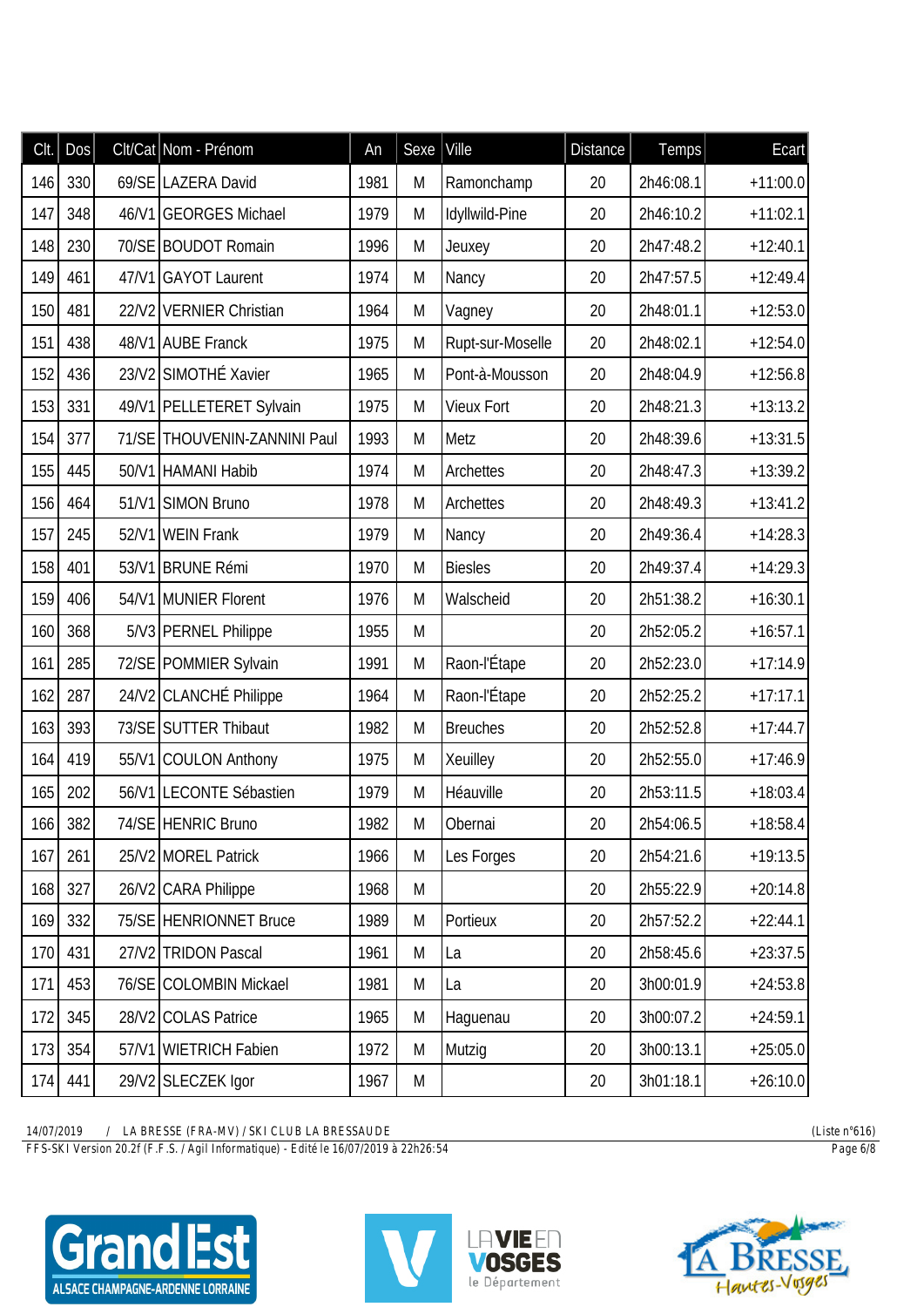| Clt. | Dos | Clt/Cat | Nom - Prénom | An | Sexe | Ville | Distance | Temps | Ecart |
|---|---|---|---|---|---|---|---|---|---|
| 146 | 330 | 69/SE | LAZERA David | 1981 | M | Ramonchamp | 20 | 2h46:08.1 | +11:00.0 |
| 147 | 348 | 46/V1 | GEORGES Michael | 1979 | M | Idyllwild-Pine | 20 | 2h46:10.2 | +11:02.1 |
| 148 | 230 | 70/SE | BOUDOT Romain | 1996 | M | Jeuxey | 20 | 2h47:48.2 | +12:40.1 |
| 149 | 461 | 47/V1 | GAYOT Laurent | 1974 | M | Nancy | 20 | 2h47:57.5 | +12:49.4 |
| 150 | 481 | 22/V2 | VERNIER Christian | 1964 | M | Vagney | 20 | 2h48:01.1 | +12:53.0 |
| 151 | 438 | 48/V1 | AUBE Franck | 1975 | M | Rupt-sur-Moselle | 20 | 2h48:02.1 | +12:54.0 |
| 152 | 436 | 23/V2 | SIMOTHÉ Xavier | 1965 | M | Pont-à-Mousson | 20 | 2h48:04.9 | +12:56.8 |
| 153 | 331 | 49/V1 | PELLETERET Sylvain | 1975 | M | Vieux Fort | 20 | 2h48:21.3 | +13:13.2 |
| 154 | 377 | 71/SE | THOUVENIN-ZANNINI Paul | 1993 | M | Metz | 20 | 2h48:39.6 | +13:31.5 |
| 155 | 445 | 50/V1 | HAMANI Habib | 1974 | M | Archettes | 20 | 2h48:47.3 | +13:39.2 |
| 156 | 464 | 51/V1 | SIMON Bruno | 1978 | M | Archettes | 20 | 2h48:49.3 | +13:41.2 |
| 157 | 245 | 52/V1 | WEIN Frank | 1979 | M | Nancy | 20 | 2h49:36.4 | +14:28.3 |
| 158 | 401 | 53/V1 | BRUNE Rémi | 1970 | M | Biesles | 20 | 2h49:37.4 | +14:29.3 |
| 159 | 406 | 54/V1 | MUNIER Florent | 1976 | M | Walscheid | 20 | 2h51:38.2 | +16:30.1 |
| 160 | 368 | 5/V3 | PERNEL Philippe | 1955 | M | | 20 | 2h52:05.2 | +16:57.1 |
| 161 | 285 | 72/SE | POMMIER Sylvain | 1991 | M | Raon-l'Étape | 20 | 2h52:23.0 | +17:14.9 |
| 162 | 287 | 24/V2 | CLANCHÉ Philippe | 1964 | M | Raon-l'Étape | 20 | 2h52:25.2 | +17:17.1 |
| 163 | 393 | 73/SE | SUTTER Thibaut | 1982 | M | Breuches | 20 | 2h52:52.8 | +17:44.7 |
| 164 | 419 | 55/V1 | COULON Anthony | 1975 | M | Xeuilley | 20 | 2h52:55.0 | +17:46.9 |
| 165 | 202 | 56/V1 | LECONTE Sébastien | 1979 | M | Héauville | 20 | 2h53:11.5 | +18:03.4 |
| 166 | 382 | 74/SE | HENRIC Bruno | 1982 | M | Obernai | 20 | 2h54:06.5 | +18:58.4 |
| 167 | 261 | 25/V2 | MOREL Patrick | 1966 | M | Les Forges | 20 | 2h54:21.6 | +19:13.5 |
| 168 | 327 | 26/V2 | CARA Philippe | 1968 | M | | 20 | 2h55:22.9 | +20:14.8 |
| 169 | 332 | 75/SE | HENRIONNET Bruce | 1989 | M | Portieux | 20 | 2h57:52.2 | +22:44.1 |
| 170 | 431 | 27/V2 | TRIDON Pascal | 1961 | M | La | 20 | 2h58:45.6 | +23:37.5 |
| 171 | 453 | 76/SE | COLOMBIN Mickael | 1981 | M | La | 20 | 3h00:01.9 | +24:53.8 |
| 172 | 345 | 28/V2 | COLAS Patrice | 1965 | M | Haguenau | 20 | 3h00:07.2 | +24:59.1 |
| 173 | 354 | 57/V1 | WIETRICH Fabien | 1972 | M | Mutzig | 20 | 3h00:13.1 | +25:05.0 |
| 174 | 441 | 29/V2 | SLECZEK Igor | 1967 | M | | 20 | 3h01:18.1 | +26:10.0 |

14/07/2019 / LA BRESSE (FRA-MV) / SKI CLUB LA BRESSAUDE (Liste n°616)

FFS-SKI Version 20.2f (F.F.S. / Agil Informatique) - Edité le 16/07/2019 à 22h26:54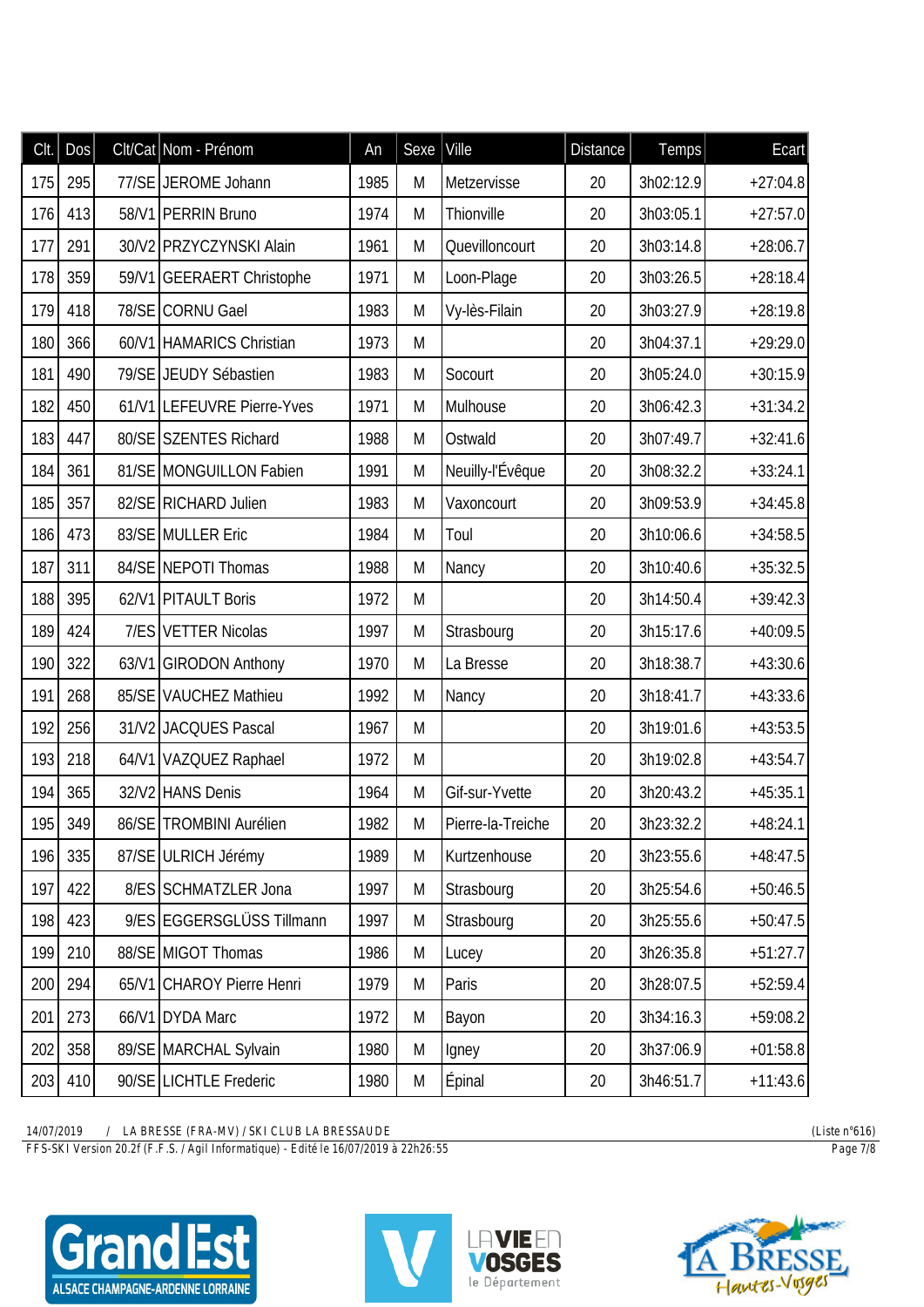| Clt. | Dos | Clt/Cat | Nom - Prénom | An | Sexe | Ville | Distance | Temps | Ecart |
|---|---|---|---|---|---|---|---|---|---|
| 175 | 295 | 77/SE | JEROME Johann | 1985 | M | Metzervisse | 20 | 3h02:12.9 | +27:04.8 |
| 176 | 413 | 58/V1 | PERRIN Bruno | 1974 | M | Thionville | 20 | 3h03:05.1 | +27:57.0 |
| 177 | 291 | 30/V2 | PRZYCZYNSKI Alain | 1961 | M | Quevilloncourt | 20 | 3h03:14.8 | +28:06.7 |
| 178 | 359 | 59/V1 | GEERAERT Christophe | 1971 | M | Loon-Plage | 20 | 3h03:26.5 | +28:18.4 |
| 179 | 418 | 78/SE | CORNU Gael | 1983 | M | Vy-lès-Filain | 20 | 3h03:27.9 | +28:19.8 |
| 180 | 366 | 60/V1 | HAMARICS Christian | 1973 | M | | 20 | 3h04:37.1 | +29:29.0 |
| 181 | 490 | 79/SE | JEUDY Sébastien | 1983 | M | Socourt | 20 | 3h05:24.0 | +30:15.9 |
| 182 | 450 | 61/V1 | LEFEUVRE Pierre-Yves | 1971 | M | Mulhouse | 20 | 3h06:42.3 | +31:34.2 |
| 183 | 447 | 80/SE | SZENTES Richard | 1988 | M | Ostwald | 20 | 3h07:49.7 | +32:41.6 |
| 184 | 361 | 81/SE | MONGUILLON Fabien | 1991 | M | Neuilly-l'Évêque | 20 | 3h08:32.2 | +33:24.1 |
| 185 | 357 | 82/SE | RICHARD Julien | 1983 | M | Vaxoncourt | 20 | 3h09:53.9 | +34:45.8 |
| 186 | 473 | 83/SE | MULLER Eric | 1984 | M | Toul | 20 | 3h10:06.6 | +34:58.5 |
| 187 | 311 | 84/SE | NEPOTI Thomas | 1988 | M | Nancy | 20 | 3h10:40.6 | +35:32.5 |
| 188 | 395 | 62/V1 | PITAULT Boris | 1972 | M | | 20 | 3h14:50.4 | +39:42.3 |
| 189 | 424 | 7/ES | VETTER Nicolas | 1997 | M | Strasbourg | 20 | 3h15:17.6 | +40:09.5 |
| 190 | 322 | 63/V1 | GIRODON Anthony | 1970 | M | La Bresse | 20 | 3h18:38.7 | +43:30.6 |
| 191 | 268 | 85/SE | VAUCHEZ Mathieu | 1992 | M | Nancy | 20 | 3h18:41.7 | +43:33.6 |
| 192 | 256 | 31/V2 | JACQUES Pascal | 1967 | M | | 20 | 3h19:01.6 | +43:53.5 |
| 193 | 218 | 64/V1 | VAZQUEZ Raphael | 1972 | M | | 20 | 3h19:02.8 | +43:54.7 |
| 194 | 365 | 32/V2 | HANS Denis | 1964 | M | Gif-sur-Yvette | 20 | 3h20:43.2 | +45:35.1 |
| 195 | 349 | 86/SE | TROMBINI Aurélien | 1982 | M | Pierre-la-Treiche | 20 | 3h23:32.2 | +48:24.1 |
| 196 | 335 | 87/SE | ULRICH Jérémy | 1989 | M | Kurtzenhouse | 20 | 3h23:55.6 | +48:47.5 |
| 197 | 422 | 8/ES | SCHMATZLER Jona | 1997 | M | Strasbourg | 20 | 3h25:54.6 | +50:46.5 |
| 198 | 423 | 9/ES | EGGERSGLÜSS Tillmann | 1997 | M | Strasbourg | 20 | 3h25:55.6 | +50:47.5 |
| 199 | 210 | 88/SE | MIGOT Thomas | 1986 | M | Lucey | 20 | 3h26:35.8 | +51:27.7 |
| 200 | 294 | 65/V1 | CHAROY Pierre Henri | 1979 | M | Paris | 20 | 3h28:07.5 | +52:59.4 |
| 201 | 273 | 66/V1 | DYDA Marc | 1972 | M | Bayon | 20 | 3h34:16.3 | +59:08.2 |
| 202 | 358 | 89/SE | MARCHAL Sylvain | 1980 | M | Igney | 20 | 3h37:06.9 | +01:58.8 |
| 203 | 410 | 90/SE | LICHTLE Frederic | 1980 | M | Épinal | 20 | 3h46:51.7 | +11:43.6 |

14/07/2019 / LA BRESSE (FRA-MV) / SKI CLUB LA BRESSAUDE (Liste n°616)

FFS-SKI Version 20.2f (F.F.S. / Agil Informatique) - Edité le 16/07/2019 à 22h26:55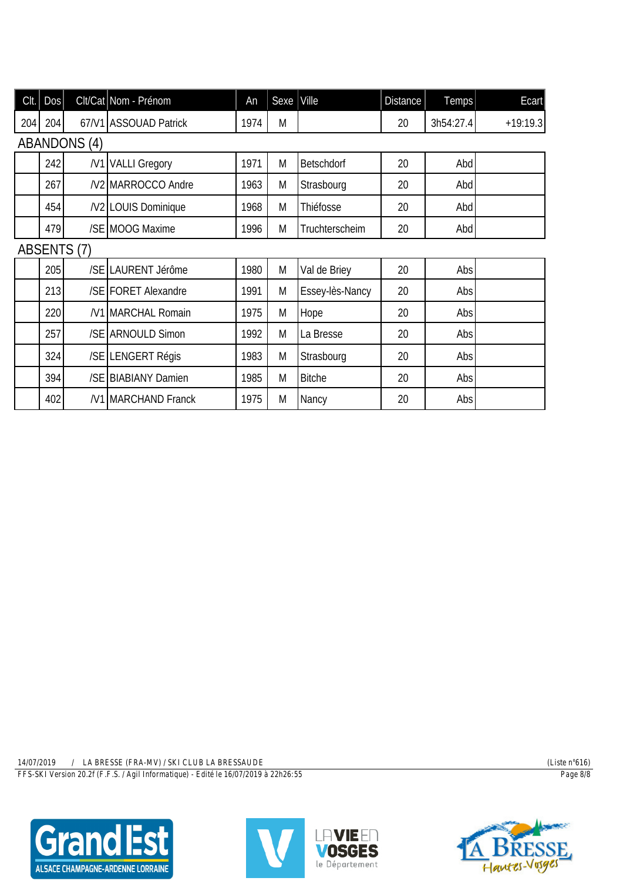| Clt. | Dos | Clt/Cat | Nom - Prénom | An | Sexe | Ville | Distance | Temps | Ecart |
|---|---|---|---|---|---|---|---|---|---|
| 204 | 204 | 67/V1 | ASSOUAD Patrick | 1974 | M | | 20 | 3h54:27.4 | +19:19.3 |
| **ABANDONS (4)** | | | | | | | | | |
| | 242 | /V1 | VALLI Gregory | 1971 | M | Betschdorf | 20 | Abd | |
| | 267 | /V2 | MARROCCO Andre | 1963 | M | Strasbourg | 20 | Abd | |
| | 454 | /V2 | LOUIS Dominique | 1968 | M | Thiéfosse | 20 | Abd | |
| | 479 | /SE | MOOG Maxime | 1996 | M | Truchtersheim | 20 | Abd | |
| **ABSENTS (7)** | | | | | | | | | |
| | 205 | /SE | LAURENT Jérôme | 1980 | M | Val de Briey | 20 | Abs | |
| | 213 | /SE | FORET Alexandre | 1991 | M | Essey-lès-Nancy | 20 | Abs | |
| | 220 | /V1 | MARCHAL Romain | 1975 | M | Hope | 20 | Abs | |
| | 257 | /SE | ARNOULD Simon | 1992 | M | La Bresse | 20 | Abs | |
| | 324 | /SE | LENGERT Régis | 1983 | M | Strasbourg | 20 | Abs | |
| | 394 | /SE | BIABIANY Damien | 1985 | M | Bitche | 20 | Abs | |
| | 402 | /V1 | MARCHAND Franck | 1975 | M | Nancy | 20 | Abs | |

14/07/2019 / LA BRESSE (FRA-MV) / SKI CLUB LA BRESSAUDE (Liste n°616)

FFS-SKI Version 20.2f (F.F.S. / Agil Informatique) - Edité le 16/07/2019 à 22h26:55